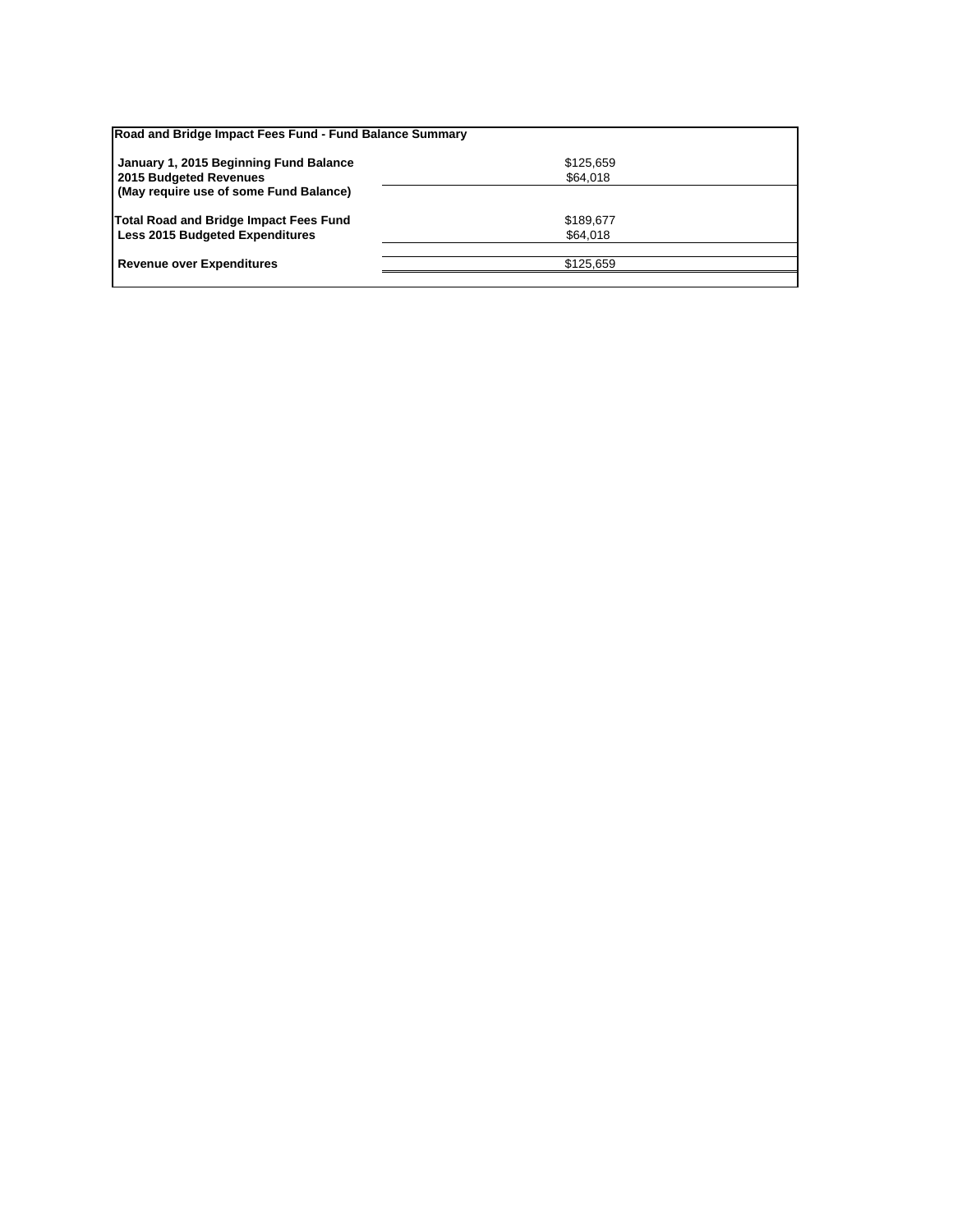| Road and Bridge Impact Fees Fund - Fund Balance Summary | |
|---|---|
| **January 1, 2015 Beginning Fund Balance** | $125,659 |
| **2015 Budgeted Revenues** | $64,018 |
| **(May require use of some Fund Balance)** | |
| | |
| **Total Road and Bridge Impact Fees Fund** | $189,677 |
| **Less 2015 Budgeted Expenditures** | $64,018 |
| | |
| **Revenue over Expenditures** | $125,659 |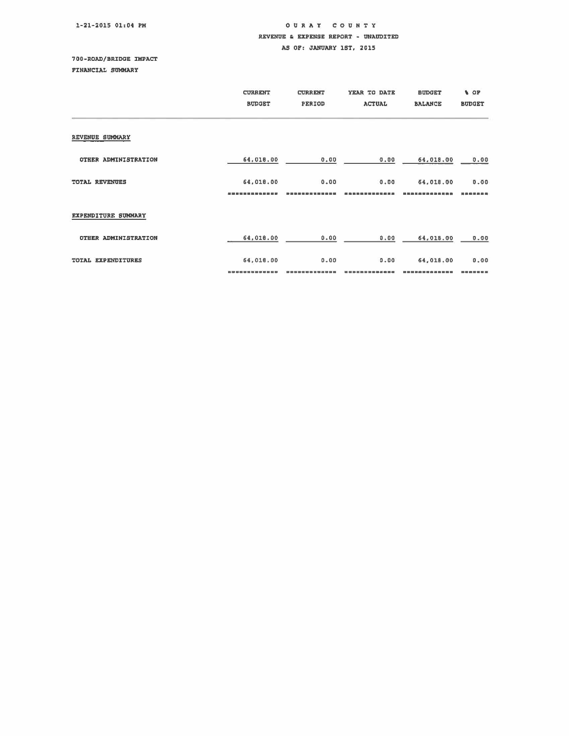1-21-2015 01:04 PM

# OURAY COUNTY

## REVENUE & EXPENSE REPORT - UNAUDITED

AS OF: JANUARY 1ST, 2015

700-ROAD/BRIDGE IMPACT

FINANCIAL SUMMARY

| | CURRENT BUDGET | CURRENT PERIOD | YEAR TO DATE ACTUAL | BUDGET BALANCE | % OF BUDGET |
|---|---|---|---|---|---|
| **REVENUE SUMMARY** | | | | | |
| OTHER ADMINISTRATION | 64,018.00 | 0.00 | 0.00 | 64,018.00 | 0.00 |
| TOTAL REVENUES | 64,018.00 | 0.00 | 0.00 | 64,018.00 | 0.00 |
| **EXPENDITURE SUMMARY** | | | | | |
| OTHER ADMINISTRATION | 64,018.00 | 0.00 | 0.00 | 64,018.00 | 0.00 |
| TOTAL EXPENDITURES | 64,018.00 | 0.00 | 0.00 | 64,018.00 | 0.00 |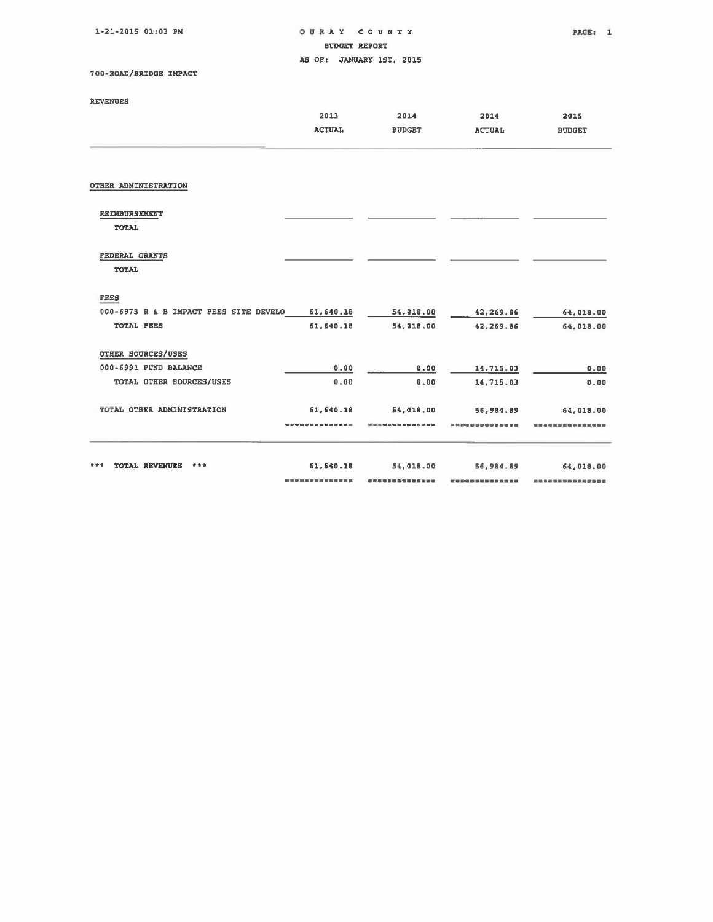# OURAY COUNTY

BUDGET REPORT

AS OF: JANUARY 1ST, 2015

1-21-2015 01:03 PM

700-ROAD/BRIDGE IMPACT

REVENUES

| | 2013 ACTUAL | 2014 BUDGET | 2014 ACTUAL | 2015 BUDGET |
|---|---|---|---|---|
| **OTHER ADMINISTRATION** | | | | |
| **REIMBURSEMENT** | | | | |
| TOTAL | | | | |
| **FEDERAL GRANTS** | | | | |
| TOTAL | | | | |
| **FEES** | | | | |
| 000-6973 R & B IMPACT FEES SITE DEVELO | 61,640.18 | 54,018.00 | 42,269.86 | 64,018.00 |
| TOTAL FEES | 61,640.18 | 54,018.00 | 42,269.86 | 64,018.00 |
| **OTHER SOURCES/USES** | | | | |
| 000-6991 FUND BALANCE | 0.00 | 0.00 | 14,715.03 | 0.00 |
| TOTAL OTHER SOURCES/USES | 0.00 | 0.00 | 14,715.03 | 0.00 |
| TOTAL OTHER ADMINISTRATION | 61,640.18 | 54,018.00 | 56,984.89 | 64,018.00 |
| *** TOTAL REVENUES *** | 61,640.18 | 54,018.00 | 56,984.89 | 64,018.00 |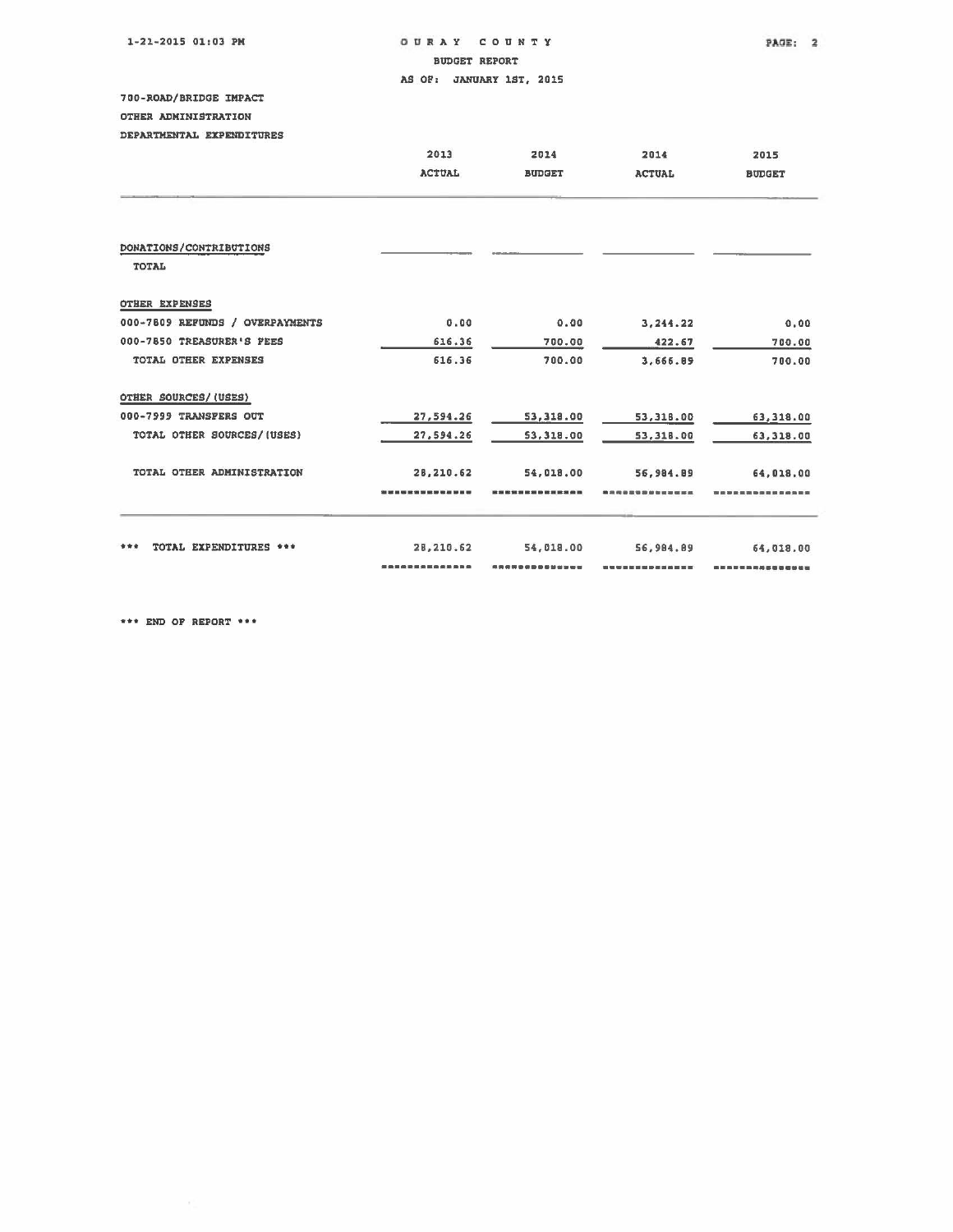OURAY COUNTY
BUDGET REPORT
AS OF: JANUARY 1ST, 2015

700-ROAD/BRIDGE IMPACT
OTHER ADMINISTRATION
DEPARTMENTAL EXPENDITURES

| | 2013 ACTUAL | 2014 BUDGET | 2014 ACTUAL | 2015 BUDGET |
|---|---|---|---|---|
| DONATIONS/CONTRIBUTIONS | | | | |
| TOTAL | | | | |
| OTHER EXPENSES | | | | |
| 000-7809 REFUNDS / OVERPAYMENTS | 0.00 | 0.00 | 3,244.22 | 0.00 |
| 000-7850 TREASURER'S FEES | 616.36 | 700.00 | 422.67 | 700.00 |
| TOTAL OTHER EXPENSES | 616.36 | 700.00 | 3,666.89 | 700.00 |
| OTHER SOURCES/(USES) | | | | |
| 000-7999 TRANSFERS OUT | 27,594.26 | 53,318.00 | 53,318.00 | 63,318.00 |
| TOTAL OTHER SOURCES/(USES) | 27,594.26 | 53,318.00 | 53,318.00 | 63,318.00 |
| TOTAL OTHER ADMINISTRATION | 28,210.62 | 54,018.00 | 56,984.89 | 64,018.00 |
| *** TOTAL EXPENDITURES *** | 28,210.62 | 54,018.00 | 56,984.89 | 64,018.00 |

*** END OF REPORT ***